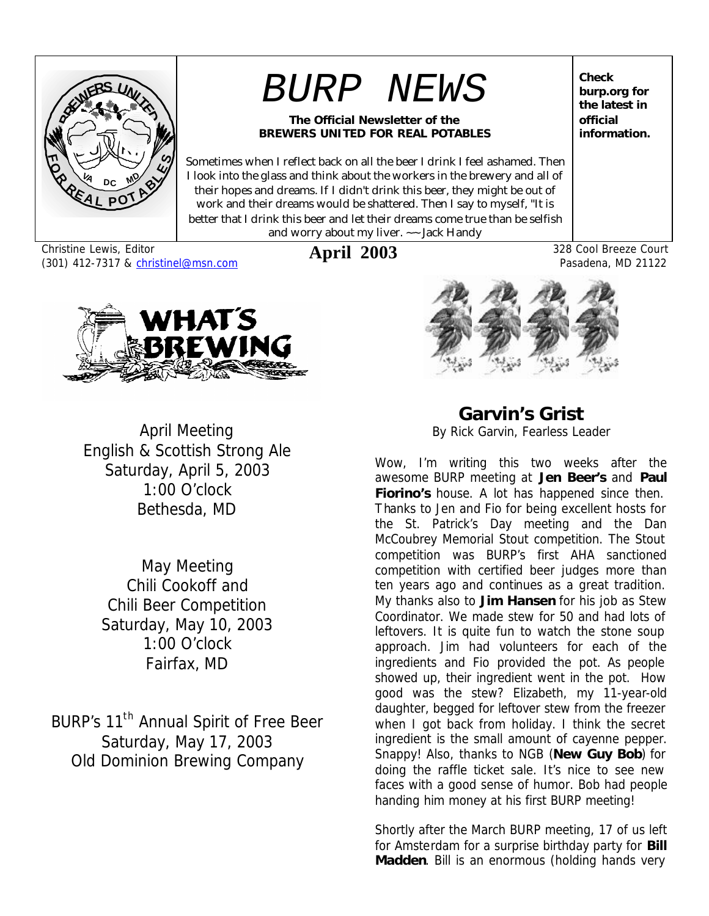# BURP NEWS

**The Official Newsletter of the BREWERS UNITED FOR REAL POTABLES**

Sometimes when I reflect back on all the beer I drink I feel ashamed. Then I look into the glass and think about the workers in the brewery and all of their hopes and dreams. If I didn't drink this beer, they might be out of work and their dreams would be shattered. Then I say to myself, "It is better that I drink this beer and let their dreams come true than be selfish and worry about my liver. ~~ Jack Handy

**Check burp.org for the latest in official information.**

Christine Lewis, Editor
(301) 412-7317 & christinel@msn.com

**April 2003**

328 Cool Breeze Court
Pasadena, MD 21122

## WHAT'S BREWING

April Meeting
English & Scottish Strong Ale
Saturday, April 5, 2003
1:00 O'clock
Bethesda, MD

May Meeting
Chili Cookoff and
Chili Beer Competition
Saturday, May 10, 2003
1:00 O'clock
Fairfax, MD

BURP's 11th Annual Spirit of Free Beer
Saturday, May 17, 2003
Old Dominion Brewing Company

## Garvin's Grist

By Rick Garvin, Fearless Leader

Wow, I'm writing this two weeks after the awesome BURP meeting at **Jen Beer's** and **Paul Fiorino's** house. A lot has happened since then. Thanks to Jen and Fio for being excellent hosts for the St. Patrick's Day meeting and the Dan McCoubrey Memorial Stout competition. The Stout competition was BURP's first AHA sanctioned competition with certified beer judges more than ten years ago and continues as a great tradition. My thanks also to **Jim Hansen** for his job as Stew Coordinator. We made stew for 50 and had lots of leftovers. It is quite fun to watch the stone soup approach. Jim had volunteers for each of the ingredients and Fio provided the pot. As people showed up, their ingredient went in the pot. How good was the stew? Elizabeth, my 11-year-old daughter, begged for leftover stew from the freezer when I got back from holiday. I think the secret ingredient is the small amount of cayenne pepper. Snappy! Also, thanks to NGB (**New Guy Bob**) for doing the raffle ticket sale. It's nice to see new faces with a good sense of humor. Bob had people handing him money at his first BURP meeting!

Shortly after the March BURP meeting, 17 of us left for Amsterdam for a surprise birthday party for **Bill Madden**. Bill is an enormous (holding hands very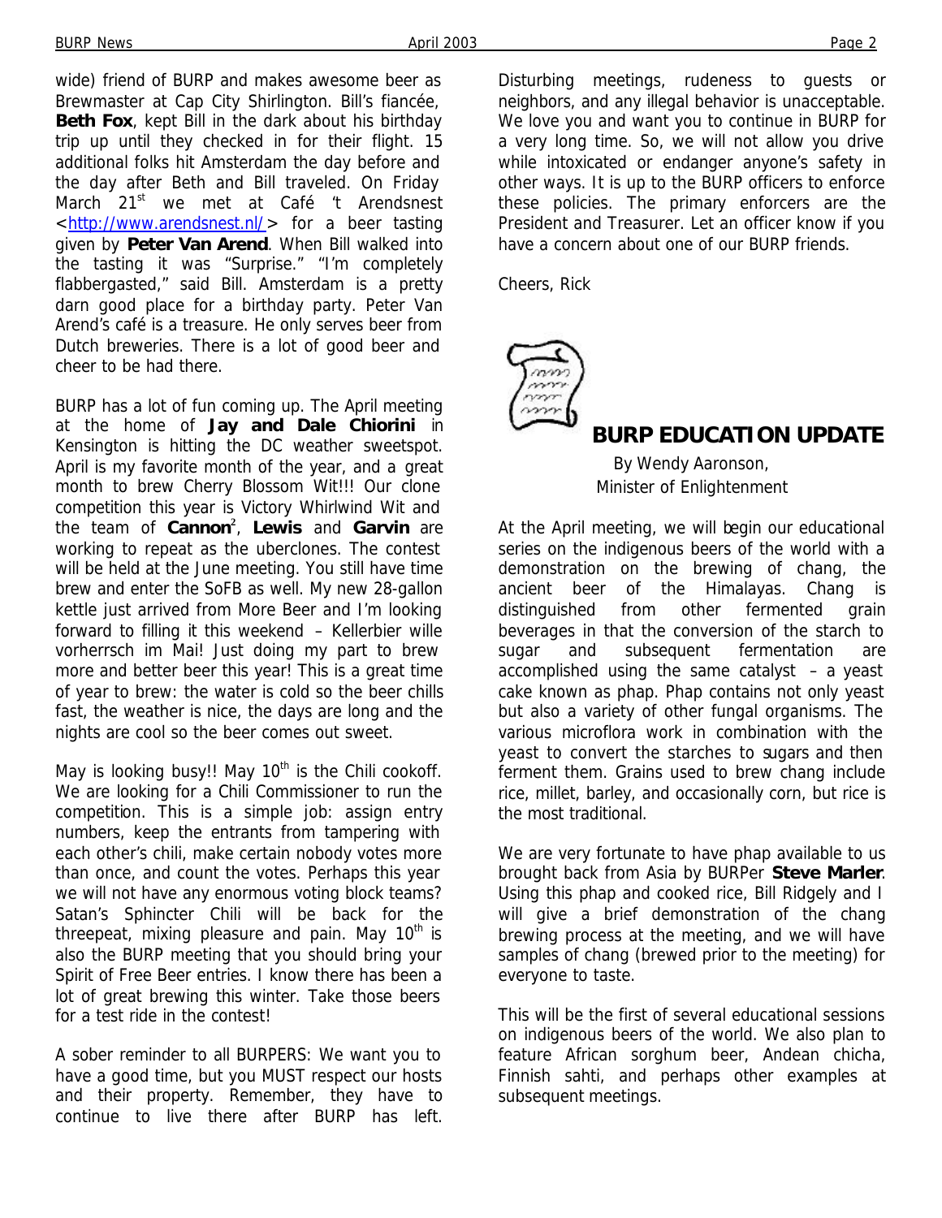wide) friend of BURP and makes awesome beer as Brewmaster at Cap City Shirlington. Bill's fiancée, **Beth Fox**, kept Bill in the dark about his birthday trip up until they checked in for their flight. 15 additional folks hit Amsterdam the day before and the day after Beth and Bill traveled. On Friday March 21st we met at Café 't Arendsnest <http://www.arendsnest.nl/> for a beer tasting given by **Peter Van Arend**. When Bill walked into the tasting it was "Surprise." "I'm completely flabbergasted," said Bill. Amsterdam is a pretty darn good place for a birthday party. Peter Van Arend's café is a treasure. He only serves beer from Dutch breweries. There is a lot of good beer and cheer to be had there.

BURP has a lot of fun coming up. The April meeting at the home of **Jay and Dale Chiorini** in Kensington is hitting the DC weather sweetspot. April is my favorite month of the year, and a great month to brew Cherry Blossom Wit!!! Our clone competition this year is Victory Whirlwind Wit and the team of **Cannon**², **Lewis** and **Garvin** are working to repeat as the uberclones. The contest will be held at the June meeting. You still have time brew and enter the SoFB as well. My new 28-gallon kettle just arrived from More Beer and I'm looking forward to filling it this weekend – Kellerbier wille vorherrsch im Mai! Just doing my part to brew more and better beer this year! This is a great time of year to brew: the water is cold so the beer chills fast, the weather is nice, the days are long and the nights are cool so the beer comes out sweet.

May is looking busy!! May 10th is the Chili cookoff. We are looking for a Chili Commissioner to run the competition. This is a simple job: assign entry numbers, keep the entrants from tampering with each other's chili, make certain nobody votes more than once, and count the votes. Perhaps this year we will not have any enormous voting block teams? Satan's Sphincter Chili will be back for the threepeat, mixing pleasure and pain. May 10th is also the BURP meeting that you should bring your Spirit of Free Beer entries. I know there has been a lot of great brewing this winter. Take those beers for a test ride in the contest!

A sober reminder to all BURPERS: We want you to have a good time, but you MUST respect our hosts and their property. Remember, they have to continue to live there after BURP has left. Disturbing meetings, rudeness to guests or neighbors, and any illegal behavior is unacceptable. We love you and want you to continue in BURP for a very long time. So, we will not allow you drive while intoxicated or endanger anyone's safety in other ways. It is up to the BURP officers to enforce these policies. The primary enforcers are the President and Treasurer. Let an officer know if you have a concern about one of our BURP friends.

Cheers, Rick

## BURP EDUCATION UPDATE

By Wendy Aaronson,
Minister of Enlightenment

At the April meeting, we will begin our educational series on the indigenous beers of the world with a demonstration on the brewing of chang, the ancient beer of the Himalayas. Chang is distinguished from other fermented grain beverages in that the conversion of the starch to sugar and subsequent fermentation are accomplished using the same catalyst – a yeast cake known as phap. Phap contains not only yeast but also a variety of other fungal organisms. The various microflora work in combination with the yeast to convert the starches to sugars and then ferment them. Grains used to brew chang include rice, millet, barley, and occasionally corn, but rice is the most traditional.

We are very fortunate to have phap available to us brought back from Asia by BURPer **Steve Marler**. Using this phap and cooked rice, Bill Ridgely and I will give a brief demonstration of the chang brewing process at the meeting, and we will have samples of chang (brewed prior to the meeting) for everyone to taste.

This will be the first of several educational sessions on indigenous beers of the world. We also plan to feature African sorghum beer, Andean chicha, Finnish sahti, and perhaps other examples at subsequent meetings.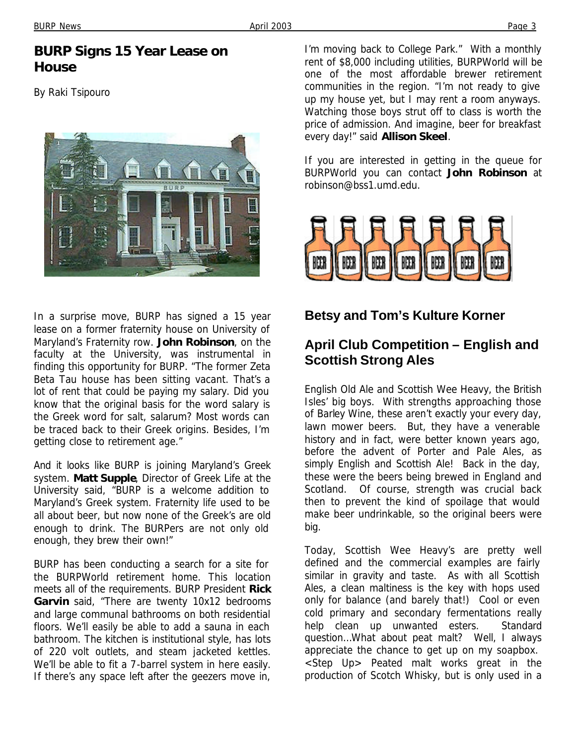## BURP Signs 15 Year Lease on House

By Raki Tsipouro

In a surprise move, BURP has signed a 15 year lease on a former fraternity house on University of Maryland's Fraternity row. **John Robinson**, on the faculty at the University, was instrumental in finding this opportunity for BURP. "The former Zeta Beta Tau house has been sitting vacant. That's a lot of rent that could be paying my salary. Did you know that the original basis for the word salary is the Greek word for salt, salarum? Most words can be traced back to their Greek origins. Besides, I'm getting close to retirement age."

And it looks like BURP is joining Maryland's Greek system. **Matt Supple**, Director of Greek Life at the University said, "BURP is a welcome addition to Maryland's Greek system. Fraternity life used to be all about beer, but now none of the Greek's are old enough to drink. The BURPers are not only old enough, they brew their own!"

BURP has been conducting a search for a site for the BURPWorld retirement home. This location meets all of the requirements. BURP President **Rick Garvin** said, "There are twenty 10x12 bedrooms and large communal bathrooms on both residential floors. We'll easily be able to add a sauna in each bathroom. The kitchen is institutional style, has lots of 220 volt outlets, and steam jacketed kettles. We'll be able to fit a 7-barrel system in here easily. If there's any space left after the geezers move in, I'm moving back to College Park." With a monthly rent of $8,000 including utilities, BURPWorld will be one of the most affordable brewer retirement communities in the region. "I'm not ready to give up my house yet, but I may rent a room anyways. Watching those boys strut off to class is worth the price of admission. And imagine, beer for breakfast every day!" said **Allison Skeel**.

If you are interested in getting in the queue for BURPWorld you can contact **John Robinson** at robinson@bss1.umd.edu.

## Betsy and Tom's Kulture Korner

## April Club Competition – English and Scottish Strong Ales

English Old Ale and Scottish Wee Heavy, the British Isles' big boys. With strengths approaching those of Barley Wine, these aren't exactly your every day, lawn mower beers. But, they have a venerable history and in fact, were better known years ago, before the advent of Porter and Pale Ales, as simply English and Scottish Ale! Back in the day, these were the beers being brewed in England and Scotland. Of course, strength was crucial back then to prevent the kind of spoilage that would make beer undrinkable, so the original beers were big.

Today, Scottish Wee Heavy's are pretty well defined and the commercial examples are fairly similar in gravity and taste. As with all Scottish Ales, a clean maltiness is the key with hops used only for balance (and barely that!) Cool or even cold primary and secondary fermentations really help clean up unwanted esters. Standard question…What about peat malt? Well, I always appreciate the chance to get up on my soapbox. <Step Up> Peated malt works great in the production of Scotch Whisky, but is only used in a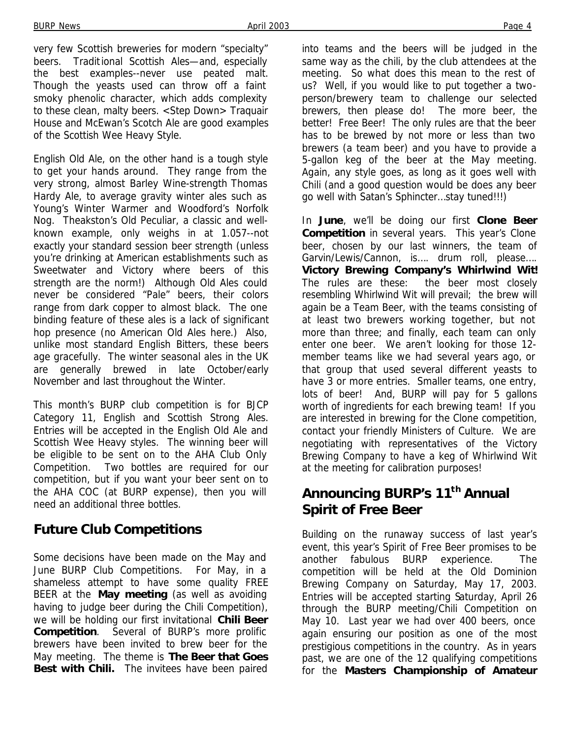very few Scottish breweries for modern "specialty" beers. Traditional Scottish Ales—and, especially the best examples--never use peated malt. Though the yeasts used can throw off a faint smoky phenolic character, which adds complexity to these clean, malty beers. <Step Down> Traquair House and McEwan's Scotch Ale are good examples of the Scottish Wee Heavy Style.

English Old Ale, on the other hand is a tough style to get your hands around. They range from the very strong, almost Barley Wine-strength Thomas Hardy Ale, to average gravity winter ales such as Young's Winter Warmer and Woodford's Norfolk Nog. Theakston's Old Peculiar, a classic and well-known example, only weighs in at 1.057--not exactly your standard session beer strength (unless you're drinking at American establishments such as Sweetwater and Victory where beers of this strength are the norm!) Although Old Ales could never be considered "Pale" beers, their colors range from dark copper to almost black. The one binding feature of these ales is a lack of significant hop presence (no American Old Ales here.) Also, unlike most standard English Bitters, these beers age gracefully. The winter seasonal ales in the UK are generally brewed in late October/early November and last throughout the Winter.

This month's BURP club competition is for BJCP Category 11, English and Scottish Strong Ales. Entries will be accepted in the English Old Ale and Scottish Wee Heavy styles. The winning beer will be eligible to be sent on to the AHA Club Only Competition. Two bottles are required for our competition, but if you want your beer sent on to the AHA COC (at BURP expense), then you will need an additional three bottles.

## Future Club Competitions

Some decisions have been made on the May and June BURP Club Competitions. For May, in a shameless attempt to have some quality FREE BEER at the **May meeting** (as well as avoiding having to judge beer during the Chili Competition), we will be holding our first invitational **Chili Beer Competition**. Several of BURP's more prolific brewers have been invited to brew beer for the May meeting. The theme is **The Beer that Goes Best with Chili.** The invitees have been paired into teams and the beers will be judged in the same way as the chili, by the club attendees at the meeting. So what does this mean to the rest of us? Well, if you would like to put together a two-person/brewery team to challenge our selected brewers, then please do! The more beer, the better! Free Beer! The only rules are that the beer has to be brewed by not more or less than two brewers (a team beer) and you have to provide a 5-gallon keg of the beer at the May meeting. Again, any style goes, as long as it goes well with Chili (and a good question would be does any beer go well with Satan's Sphincter…stay tuned!!!)

In **June**, we'll be doing our first **Clone Beer Competition** in several years. This year's Clone beer, chosen by our last winners, the team of Garvin/Lewis/Cannon, is…. drum roll, please…. **Victory Brewing Company's Whirlwind Wit!** The rules are these: the beer most closely resembling Whirlwind Wit will prevail; the brew will again be a Team Beer, with the teams consisting of at least two brewers working together, but not more than three; and finally, each team can only enter one beer. We aren't looking for those 12-member teams like we had several years ago, or that group that used several different yeasts to have 3 or more entries. Smaller teams, one entry, lots of beer! And, BURP will pay for 5 gallons worth of ingredients for each brewing team! If you are interested in brewing for the Clone competition, contact your friendly Ministers of Culture. We are negotiating with representatives of the Victory Brewing Company to have a keg of Whirlwind Wit at the meeting for calibration purposes!

## Announcing BURP's 11th Annual Spirit of Free Beer

Building on the runaway success of last year's event, this year's Spirit of Free Beer promises to be another fabulous BURP experience. The competition will be held at the Old Dominion Brewing Company on Saturday, May 17, 2003. Entries will be accepted starting Saturday, April 26 through the BURP meeting/Chili Competition on May 10. Last year we had over 400 beers, once again ensuring our position as one of the most prestigious competitions in the country. As in years past, we are one of the 12 qualifying competitions for the **Masters Championship of Amateur**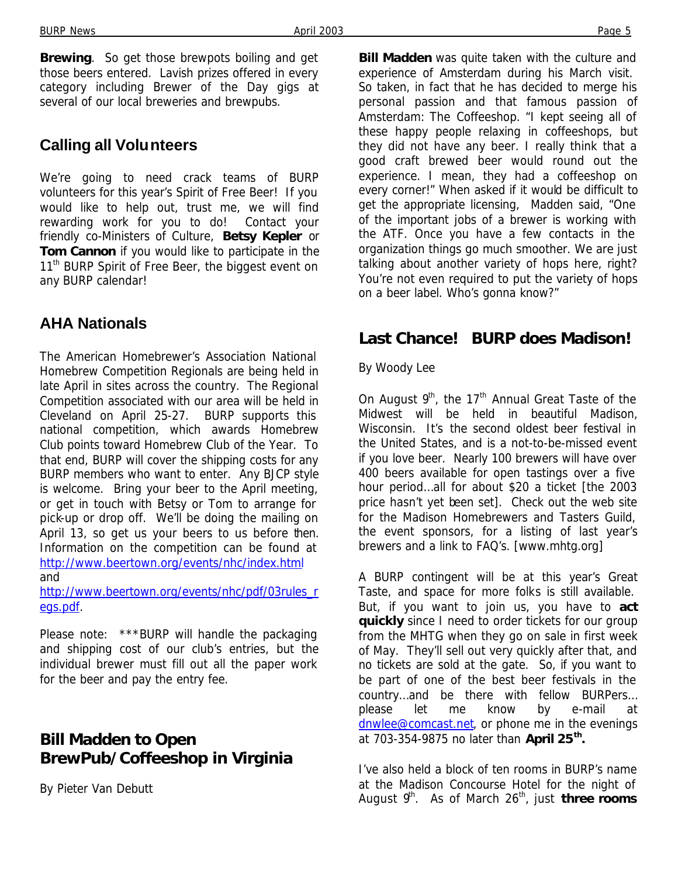**Brewing**. So get those brewpots boiling and get those beers entered. Lavish prizes offered in every category including Brewer of the Day gigs at several of our local breweries and brewpubs.

## Calling all Volunteers

We're going to need crack teams of BURP volunteers for this year's Spirit of Free Beer! If you would like to help out, trust me, we will find rewarding work for you to do! Contact your friendly co-Ministers of Culture, **Betsy Kepler** or **Tom Cannon** if you would like to participate in the 11th BURP Spirit of Free Beer, the biggest event on any BURP calendar!

## AHA Nationals

The American Homebrewer's Association National Homebrew Competition Regionals are being held in late April in sites across the country. The Regional Competition associated with our area will be held in Cleveland on April 25-27. BURP supports this national competition, which awards Homebrew Club points toward Homebrew Club of the Year. To that end, BURP will cover the shipping costs for any BURP members who want to enter. Any BJCP style is welcome. Bring your beer to the April meeting, or get in touch with Betsy or Tom to arrange for pick-up or drop off. We'll be doing the mailing on April 13, so get us your beers to us before then. Information on the competition can be found at http://www.beertown.org/events/nhc/index.html and http://www.beertown.org/events/nhc/pdf/03rules_regs.pdf.

Please note: ***BURP will handle the packaging and shipping cost of our club's entries, but the individual brewer must fill out all the paper work for the beer and pay the entry fee.

## Bill Madden to Open BrewPub/Coffeeshop in Virginia

By Pieter Van Debutt

**Bill Madden** was quite taken with the culture and experience of Amsterdam during his March visit. So taken, in fact that he has decided to merge his personal passion and that famous passion of Amsterdam: The Coffeeshop. "I kept seeing all of these happy people relaxing in coffeeshops, but they did not have any beer. I really think that a good craft brewed beer would round out the experience. I mean, they had a coffeeshop on every corner!" When asked if it would be difficult to get the appropriate licensing, Madden said, "One of the important jobs of a brewer is working with the ATF. Once you have a few contacts in the organization things go much smoother. We are just talking about another variety of hops here, right? You're not even required to put the variety of hops on a beer label. Who's gonna know?"

## Last Chance! BURP does Madison!

By Woody Lee

On August 9th, the 17th Annual Great Taste of the Midwest will be held in beautiful Madison, Wisconsin. It's the second oldest beer festival in the United States, and is a not-to-be-missed event if you love beer. Nearly 100 brewers will have over 400 beers available for open tastings over a five hour period…all for about $20 a ticket [the 2003 price hasn't yet been set]. Check out the web site for the Madison Homebrewers and Tasters Guild, the event sponsors, for a listing of last year's brewers and a link to FAQ's. [www.mhtg.org]

A BURP contingent will be at this year's Great Taste, and space for more folks is still available. But, if you want to join us, you have to **act quickly** since I need to order tickets for our group from the MHTG when they go on sale in first week of May. They'll sell out very quickly after that, and no tickets are sold at the gate. So, if you want to be part of one of the best beer festivals in the country…and be there with fellow BURPers… please let me know by e-mail at dnwlee@comcast.net, or phone me in the evenings at 703-354-9875 no later than **April 25th.**

I've also held a block of ten rooms in BURP's name at the Madison Concourse Hotel for the night of August 9th. As of March 26th, just **three rooms**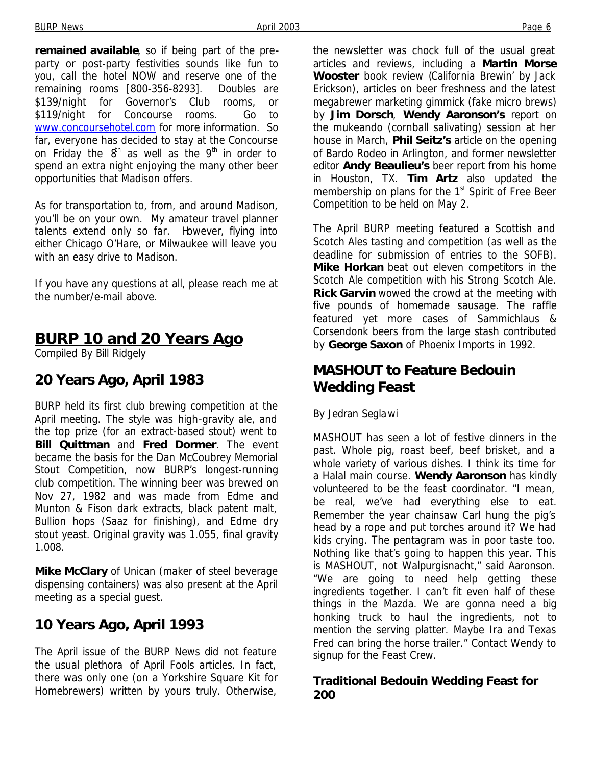**remained available**, so if being part of the pre-party or post-party festivities sounds like fun to you, call the hotel NOW and reserve one of the remaining rooms [800-356-8293]. Doubles are $139/night for Governor's Club rooms, or $119/night for Concourse rooms. Go to www.concoursehotel.com for more information. So far, everyone has decided to stay at the Concourse on Friday the 8th as well as the 9th in order to spend an extra night enjoying the many other beer opportunities that Madison offers.

As for transportation to, from, and around Madison, you'll be on your own. My amateur travel planner talents extend only so far. However, flying into either Chicago O'Hare, or Milwaukee will leave you with an easy drive to Madison.

If you have any questions at all, please reach me at the number/e-mail above.

## BURP 10 and 20 Years Ago

Compiled By Bill Ridgely

### 20 Years Ago, April 1983

BURP held its first club brewing competition at the April meeting. The style was high-gravity ale, and the top prize (for an extract-based stout) went to **Bill Quittman** and **Fred Dormer**. The event became the basis for the Dan McCoubrey Memorial Stout Competition, now BURP's longest-running club competition. The winning beer was brewed on Nov 27, 1982 and was made from Edme and Munton & Fison dark extracts, black patent malt, Bullion hops (Saaz for finishing), and Edme dry stout yeast. Original gravity was 1.055, final gravity 1.008.

**Mike McClary** of Unican (maker of steel beverage dispensing containers) was also present at the April meeting as a special guest.

### 10 Years Ago, April 1993

The April issue of the BURP News did not feature the usual plethora of April Fools articles. In fact, there was only one (on a Yorkshire Square Kit for Homebrewers) written by yours truly. Otherwise, the newsletter was chock full of the usual great articles and reviews, including a **Martin Morse Wooster** book review (California Brewin' by Jack Erickson), articles on beer freshness and the latest megabrewer marketing gimmick (fake micro brews) by **Jim Dorsch**, **Wendy Aaronson's** report on the mukeando (cornball salivating) session at her house in March, **Phil Seitz's** article on the opening of Bardo Rodeo in Arlington, and former newsletter editor **Andy Beaulieu's** beer report from his home in Houston, TX. **Tim Artz** also updated the membership on plans for the 1st Spirit of Free Beer Competition to be held on May 2.

The April BURP meeting featured a Scottish and Scotch Ales tasting and competition (as well as the deadline for submission of entries to the SOFB). **Mike Horkan** beat out eleven competitors in the Scotch Ale competition with his Strong Scotch Ale. **Rick Garvin** wowed the crowd at the meeting with five pounds of homemade sausage. The raffle featured yet more cases of Sammichlaus & Corsendonk beers from the large stash contributed by **George Saxon** of Phoenix Imports in 1992.

## MASHOUT to Feature Bedouin Wedding Feast

By Jedran Seglawi

MASHOUT has seen a lot of festive dinners in the past. Whole pig, roast beef, beef brisket, and a whole variety of various dishes. I think its time for a Halal main course. **Wendy Aaronson** has kindly volunteered to be the feast coordinator. "I mean, be real, we've had everything else to eat. Remember the year chainsaw Carl hung the pig's head by a rope and put torches around it? We had kids crying. The pentagram was in poor taste too. Nothing like that's going to happen this year. This is MASHOUT, not Walpurgisnacht," said Aaronson. "We are going to need help getting these ingredients together. I can't fit even half of these things in the Mazda. We are gonna need a big honking truck to haul the ingredients, not to mention the serving platter. Maybe Ira and Texas Fred can bring the horse trailer." Contact Wendy to signup for the Feast Crew.

### Traditional Bedouin Wedding Feast for 200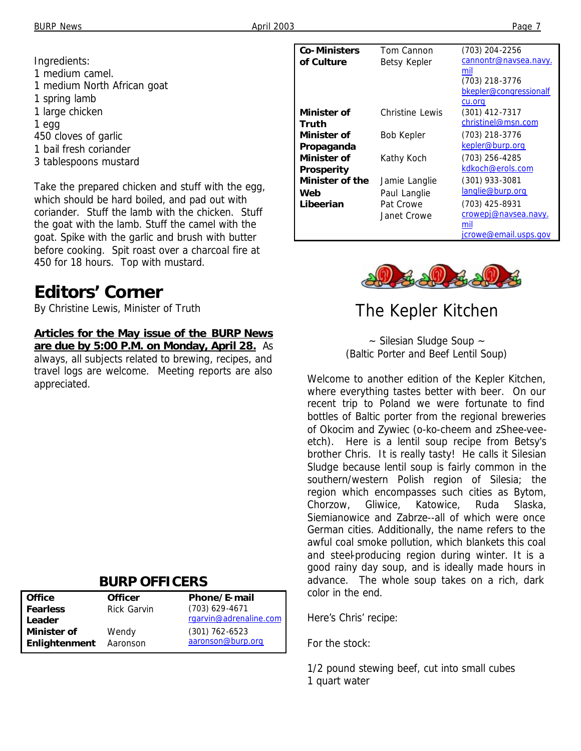Ingredients:
1 medium camel.
1 medium North African goat
1 spring lamb
1 large chicken
1 egg
450 cloves of garlic
1 bail fresh coriander
3 tablespoons mustard

Take the prepared chicken and stuff with the egg, which should be hard boiled, and pad out with coriander. Stuff the lamb with the chicken. Stuff the goat with the lamb. Stuff the camel with the goat. Spike with the garlic and brush with butter before cooking. Spit roast over a charcoal fire at 450 for 18 hours. Top with mustard.

# Editors' Corner

By Christine Lewis, Minister of Truth

**Articles for the May issue of the BURP News are due by 5:00 P.M. on Monday, April 28.** As always, all subjects related to brewing, recipes, and travel logs are welcome. Meeting reports are also appreciated.

## BURP OFFICERS

| Office | Officer | Phone/E-mail |
|---|---|---|
| **Fearless Leader** | Rick Garvin | (703) 629-4671 rgarvin@adrenaline.com |
| **Minister of Enlightenment** | Wendy Aaronson | (301) 762-6523 aaronson@burp.org |
| **Co-Ministers of Culture** | Tom Cannon<br>Betsy Kepler | (703) 204-2256 cannontr@navsea.navy.mil<br>(703) 218-3776 bkepler@congressionalfcu.org |
| **Minister of Truth** | Christine Lewis | (301) 412-7317 christinel@msn.com |
| **Minister of Propaganda** | Bob Kepler | (703) 218-3776 kepler@burp.org |
| **Minister of Prosperity** | Kathy Koch | (703) 256-4285 kdkoch@erols.com |
| **Minister of the Web** | Jamie Langlie<br>Paul Langlie | (301) 933-3081 langlie@burp.org |
| **Libeerian** | Pat Crowe<br>Janet Crowe | (703) 425-8931 crowepj@navsea.navy.mil<br>jcrowe@email.usps.gov |

# The Kepler Kitchen

~ Silesian Sludge Soup ~
(Baltic Porter and Beef Lentil Soup)

Welcome to another edition of the Kepler Kitchen, where everything tastes better with beer. On our recent trip to Poland we were fortunate to find bottles of Baltic porter from the regional breweries of Okocim and Zywiec (o-ko-cheem and zShee-vee-etch). Here is a lentil soup recipe from Betsy's brother Chris. It is really tasty! He calls it Silesian Sludge because lentil soup is fairly common in the southern/western Polish region of Silesia; the region which encompasses such cities as Bytom, Chorzow, Gliwice, Katowice, Ruda Slaska, Siemianowice and Zabrze--all of which were once German cities. Additionally, the name refers to the awful coal smoke pollution, which blankets this coal and steel-producing region during winter. It is a good rainy day soup, and is ideally made hours in advance. The whole soup takes on a rich, dark color in the end.

Here's Chris' recipe:

For the stock:

1/2 pound stewing beef, cut into small cubes
1 quart water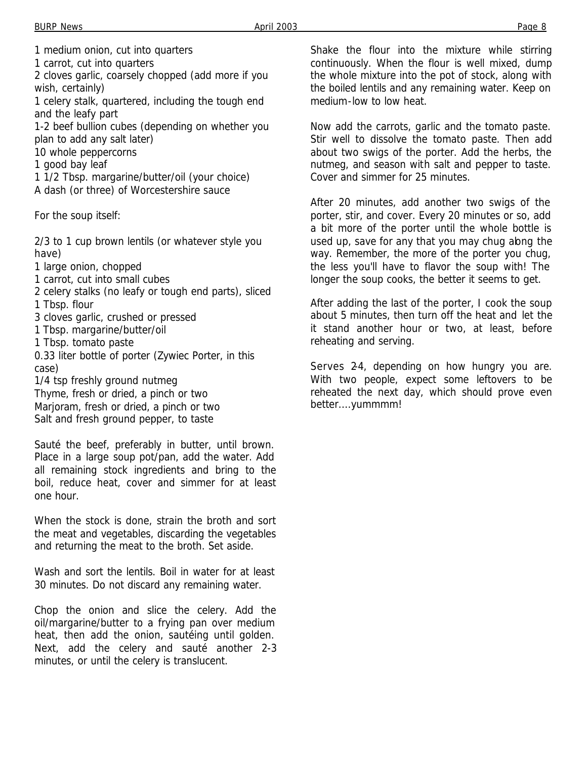1 medium onion, cut into quarters
1 carrot, cut into quarters
2 cloves garlic, coarsely chopped (add more if you wish, certainly)
1 celery stalk, quartered, including the tough end and the leafy part
1-2 beef bullion cubes (depending on whether you plan to add any salt later)
10 whole peppercorns
1 good bay leaf
1 1/2 Tbsp. margarine/butter/oil (your choice)
A dash (or three) of Worcestershire sauce

For the soup itself:

2/3 to 1 cup brown lentils (or whatever style you have)
1 large onion, chopped
1 carrot, cut into small cubes
2 celery stalks (no leafy or tough end parts), sliced
1 Tbsp. flour
3 cloves garlic, crushed or pressed
1 Tbsp. margarine/butter/oil
1 Tbsp. tomato paste
0.33 liter bottle of porter (Zywiec Porter, in this case)
1/4 tsp freshly ground nutmeg
Thyme, fresh or dried, a pinch or two
Marjoram, fresh or dried, a pinch or two
Salt and fresh ground pepper, to taste

Sauté the beef, preferably in butter, until brown. Place in a large soup pot/pan, add the water. Add all remaining stock ingredients and bring to the boil, reduce heat, cover and simmer for at least one hour.

When the stock is done, strain the broth and sort the meat and vegetables, discarding the vegetables and returning the meat to the broth. Set aside.

Wash and sort the lentils. Boil in water for at least 30 minutes. Do not discard any remaining water.

Chop the onion and slice the celery. Add the oil/margarine/butter to a frying pan over medium heat, then add the onion, sautéing until golden. Next, add the celery and sauté another 2-3 minutes, or until the celery is translucent.

Shake the flour into the mixture while stirring continuously. When the flour is well mixed, dump the whole mixture into the pot of stock, along with the boiled lentils and any remaining water. Keep on medium-low to low heat.

Now add the carrots, garlic and the tomato paste. Stir well to dissolve the tomato paste. Then add about two swigs of the porter. Add the herbs, the nutmeg, and season with salt and pepper to taste. Cover and simmer for 25 minutes.

After 20 minutes, add another two swigs of the porter, stir, and cover. Every 20 minutes or so, add a bit more of the porter until the whole bottle is used up, save for any that you may chug along the way. Remember, the more of the porter you chug, the less you'll have to flavor the soup with! The longer the soup cooks, the better it seems to get.

After adding the last of the porter, I cook the soup about 5 minutes, then turn off the heat and let the it stand another hour or two, at least, before reheating and serving.

Serves 2-4, depending on how hungry you are. With two people, expect some leftovers to be reheated the next day, which should prove even better....yummmm!